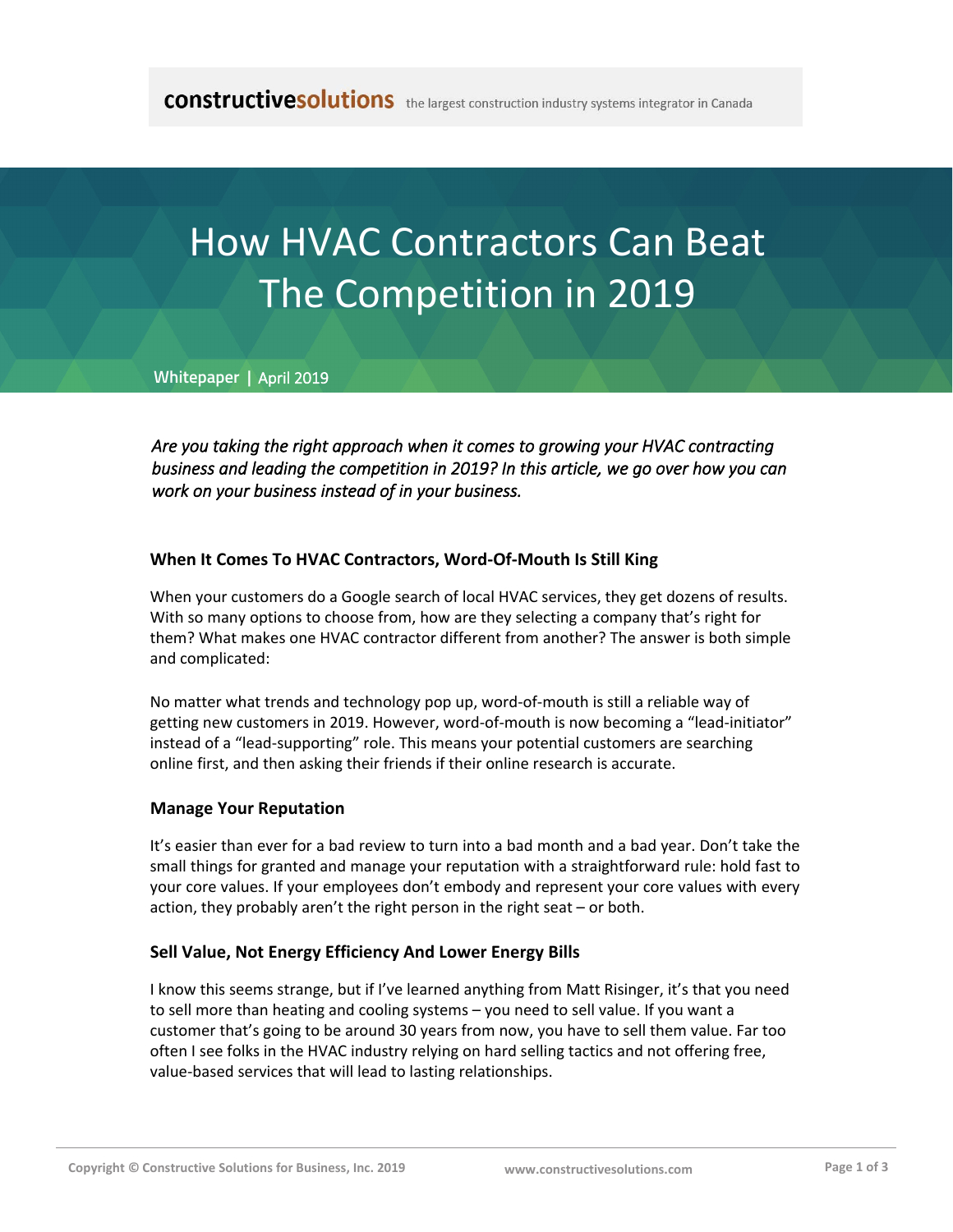**constructivesolutions** the largest construction industry systems integrator in Canada

# How HVAC Contractors Can Beat The Competition in 2019

**Whitepaper |** April 2019

*Are you taking the right approach when it comes to growing your HVAC contracting business and leading the competition in 2019? In this article, we go over how you can work on your business instead of in your business.*

### When It Comes To HVAC Contractors, Word-Of-Mouth Is Still King

When your customers do a Google search of local HVAC services, they get dozens of results. With so many options to choose from, how are they selecting a company that's right for them? What makes one HVAC contractor different from another? The answer is both simple and complicated:

No matter what trends and technology pop up, word-of-mouth is still a reliable way of getting new customers in 2019. However, word-of-mouth is now becoming a "lead-initiator" instead of a "lead-supporting" role. This means your potential customers are searching online first, and then asking their friends if their online research is accurate.

### Manage Your Reputation

It's easier than ever for a bad review to turn into a bad month and a bad year. Don't take the small things for granted and manage your reputation with a straightforward rule: hold fast to your core values. If your employees don't embody and represent your core values with every action, they probably aren't the right person in the right seat – or both.

### Sell Value, Not Energy Efficiency And Lower Energy Bills

I know this seems strange, but if I've learned anything from Matt Risinger, it's that you need to sell more than heating and cooling systems – you need to sell value. If you want a customer that's going to be around 30 years from now, you have to sell them value. Far too often I see folks in the HVAC industry relying on hard selling tactics and not offering free, value-based services that will lead to lasting relationships.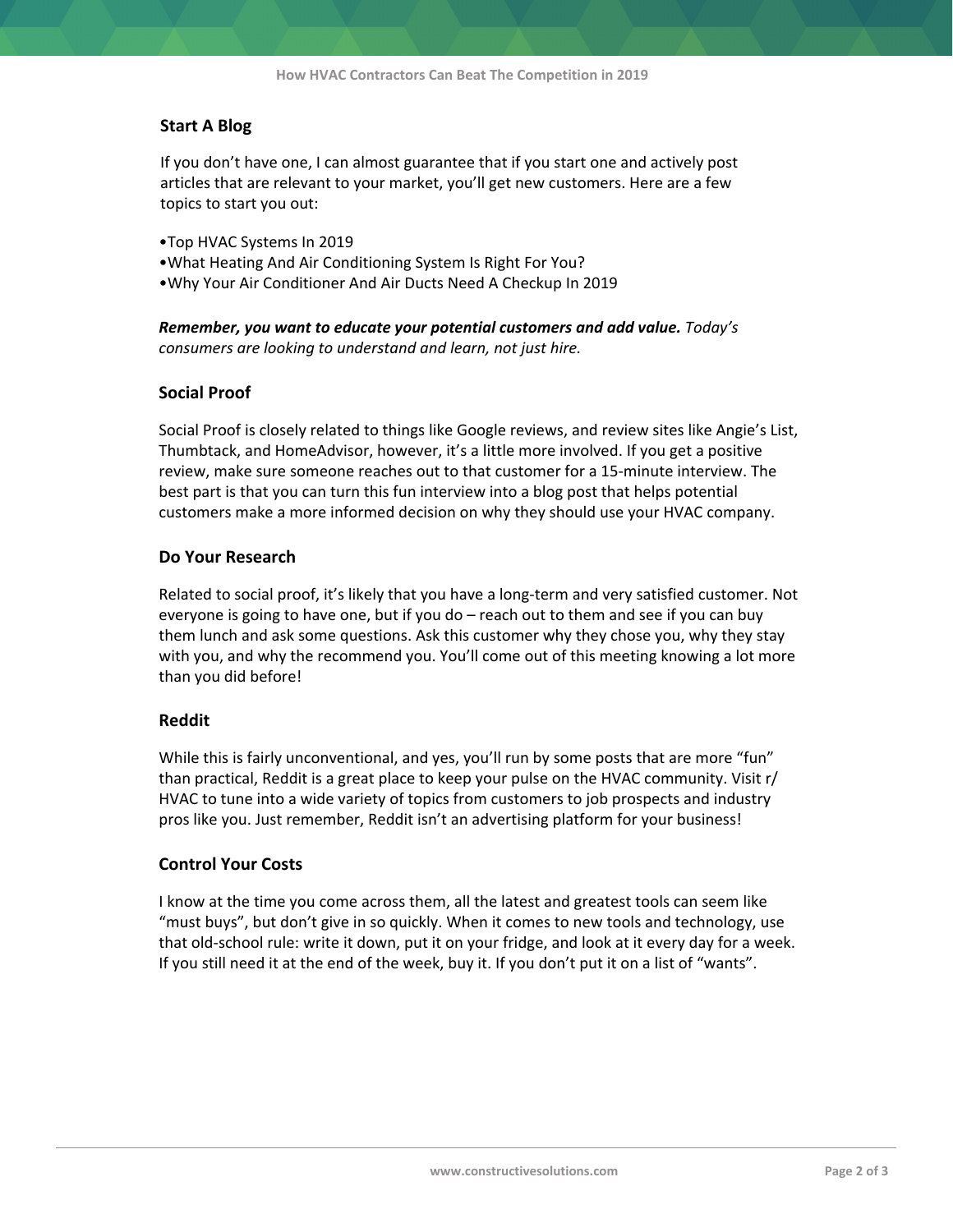## Start A Blog

If you don't have one, I can almost guarantee that if you start one and actively post articles that are relevant to your market, you'll get new customers. Here are a few topics to start you out:

- Top HVAC Systems In 2019
- What Heating And Air Conditioning System Is Right For You?
- Why Your Air Conditioner And Air Ducts Need A Checkup In 2019

***Remember, you want to educate your potential customers and add value.*** *Today's consumers are looking to understand and learn, not just hire.*

## Social Proof

Social Proof is closely related to things like Google reviews, and review sites like Angie's List, Thumbtack, and HomeAdvisor, however, it's a little more involved. If you get a positive review, make sure someone reaches out to that customer for a 15-minute interview. The best part is that you can turn this fun interview into a blog post that helps potential customers make a more informed decision on why they should use your HVAC company.

## Do Your Research

Related to social proof, it's likely that you have a long-term and very satisfied customer. Not everyone is going to have one, but if you do – reach out to them and see if you can buy them lunch and ask some questions. Ask this customer why they chose you, why they stay with you, and why the recommend you. You'll come out of this meeting knowing a lot more than you did before!

## Reddit

While this is fairly unconventional, and yes, you'll run by some posts that are more "fun" than practical, Reddit is a great place to keep your pulse on the HVAC community. Visit r/HVAC to tune into a wide variety of topics from customers to job prospects and industry pros like you. Just remember, Reddit isn't an advertising platform for your business!

## Control Your Costs

I know at the time you come across them, all the latest and greatest tools can seem like "must buys", but don't give in so quickly. When it comes to new tools and technology, use that old-school rule: write it down, put it on your fridge, and look at it every day for a week. If you still need it at the end of the week, buy it. If you don't put it on a list of "wants".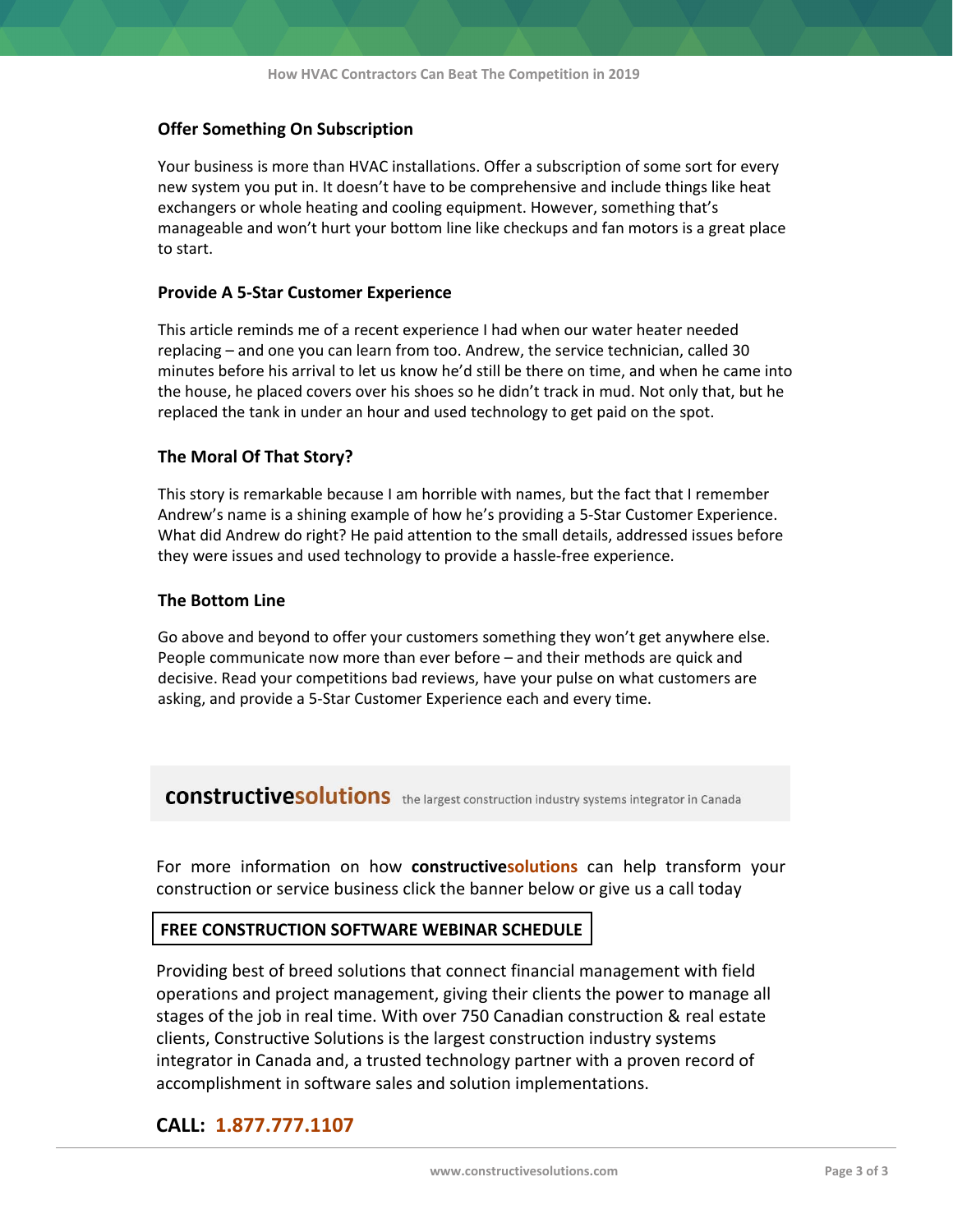### Offer Something On Subscription

Your business is more than HVAC installations. Offer a subscription of some sort for every new system you put in. It doesn't have to be comprehensive and include things like heat exchangers or whole heating and cooling equipment. However, something that's manageable and won't hurt your bottom line like checkups and fan motors is a great place to start.

### Provide A 5-Star Customer Experience

This article reminds me of a recent experience I had when our water heater needed replacing – and one you can learn from too. Andrew, the service technician, called 30 minutes before his arrival to let us know he'd still be there on time, and when he came into the house, he placed covers over his shoes so he didn't track in mud. Not only that, but he replaced the tank in under an hour and used technology to get paid on the spot.

### The Moral Of That Story?

This story is remarkable because I am horrible with names, but the fact that I remember Andrew's name is a shining example of how he's providing a 5-Star Customer Experience. What did Andrew do right? He paid attention to the small details, addressed issues before they were issues and used technology to provide a hassle-free experience.

### The Bottom Line

Go above and beyond to offer your customers something they won't get anywhere else. People communicate now more than ever before – and their methods are quick and decisive. Read your competitions bad reviews, have your pulse on what customers are asking, and provide a 5-Star Customer Experience each and every time.

**constructivesolutions** the largest construction industry systems integrator in Canada

For more information on how **constructivesolutions** can help transform your construction or service business click the banner below or give us a call today

**FREE CONSTRUCTION SOFTWARE WEBINAR SCHEDULE**

Providing best of breed solutions that connect financial management with field operations and project management, giving their clients the power to manage all stages of the job in real time. With over 750 Canadian construction & real estate clients, Constructive Solutions is the largest construction industry systems integrator in Canada and, a trusted technology partner with a proven record of accomplishment in software sales and solution implementations.

## CALL: 1.877.777.1107

www.constructivesolutions.com